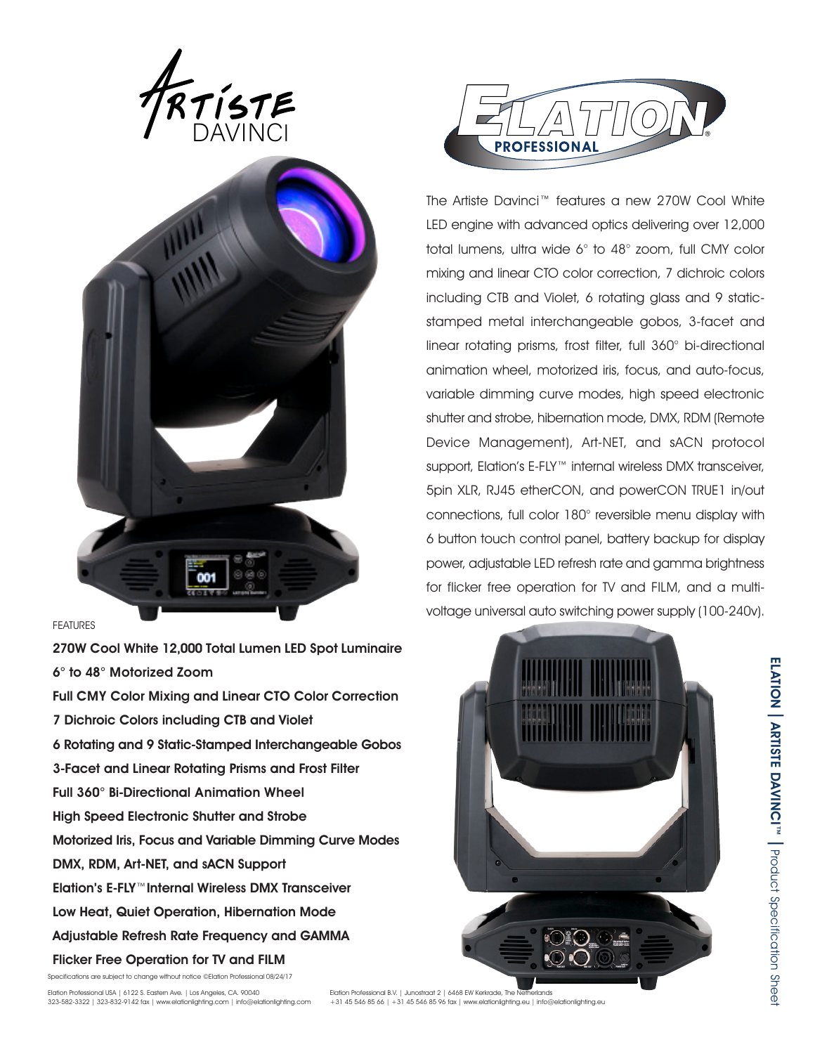# Artiste DAVINCI

ELATION PROFESSIONAL

The Artiste Davinci™ features a new 270W Cool White LED engine with advanced optics delivering over 12,000 total lumens, ultra wide 6° to 48° zoom, full CMY color mixing and linear CTO color correction, 7 dichroic colors including CTB and Violet, 6 rotating glass and 9 static-stamped metal interchangeable gobos, 3-facet and linear rotating prisms, frost filter, full 360° bi-directional animation wheel, motorized iris, focus, and auto-focus, variable dimming curve modes, high speed electronic shutter and strobe, hibernation mode, DMX, RDM (Remote Device Management), Art-NET, and sACN protocol support, Elation's E-FLY™ internal wireless DMX transceiver, 5pin XLR, RJ45 etherCON, and powerCON TRUE1 in/out connections, full color 180° reversible menu display with 6 button touch control panel, battery backup for display power, adjustable LED refresh rate and gamma brightness for flicker free operation for TV and FILM, and a multi-voltage universal auto switching power supply (100-240v).

FEATURES

**270W Cool White 12,000 Total Lumen LED Spot Luminaire**
**6° to 48° Motorized Zoom**
**Full CMY Color Mixing and Linear CTO Color Correction**
**7 Dichroic Colors including CTB and Violet**
**6 Rotating and 9 Static-Stamped Interchangeable Gobos**
**3-Facet and Linear Rotating Prisms and Frost Filter**
**Full 360° Bi-Directional Animation Wheel**
**High Speed Electronic Shutter and Strobe**
**Motorized Iris, Focus and Variable Dimming Curve Modes**
**DMX, RDM, Art-NET, and sACN Support**
**Elation's E-FLY™ Internal Wireless DMX Transceiver**
**Low Heat, Quiet Operation, Hibernation Mode**
**Adjustable Refresh Rate Frequency and GAMMA**
**Flicker Free Operation for TV and FILM**

Specifications are subject to change without notice ©Elation Professional 08/24/17

Elation Professional USA | 6122 S. Eastern Ave. | Los Angeles, CA. 90040
323-582-3322 | 323-832-9142 fax | www.elationlighting.com | info@elationlighting.com

Elation Professional B.V. | Junostraat 2 | 6468 EW Kerkrade, The Netherlands
+31 45 546 85 66 | +31 45 546 85 96 fax | www.elationlighting.eu | info@elationlighting.eu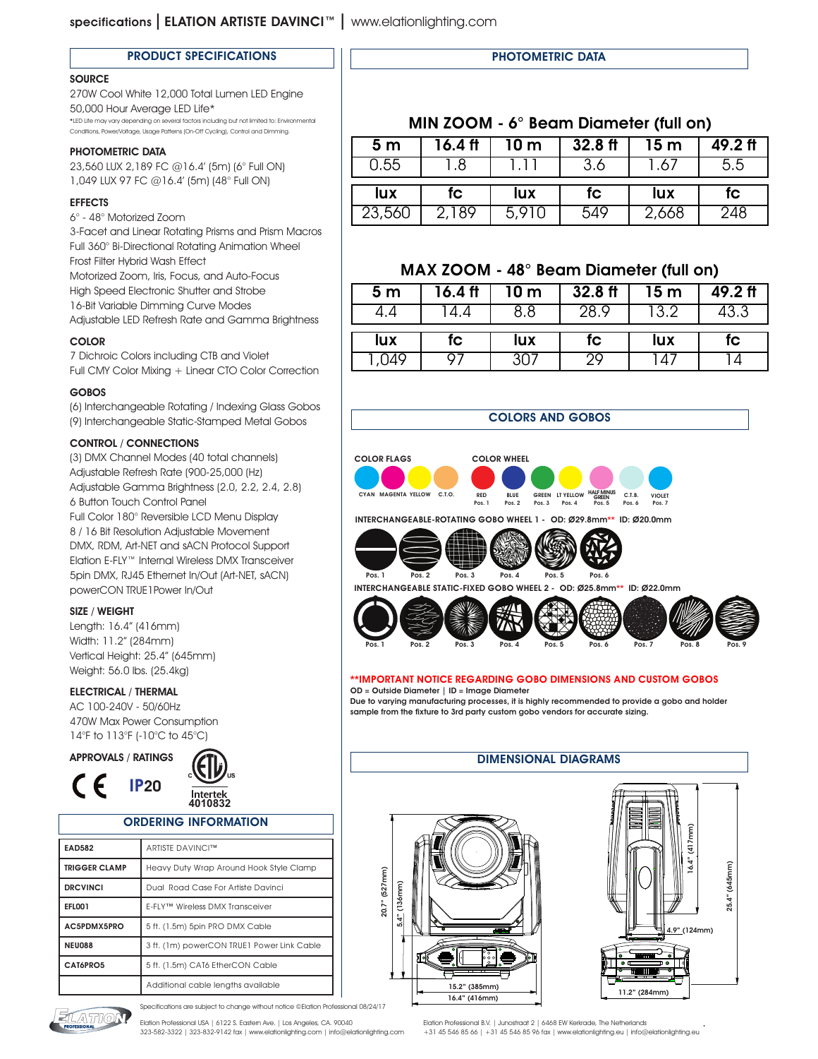# specifications | ELATION ARTISTE DAVINCI™ | www.elationlighting.com

## PRODUCT SPECIFICATIONS

### SOURCE
270W Cool White 12,000 Total Lumen LED Engine
50,000 Hour Average LED Life*
*LED Life may vary depending on several factors including but not limited to: Environmental Conditions, Power/Voltage, Usage Patterns (On-Off Cycling), Control and Dimming.

### PHOTOMETRIC DATA
23,560 LUX 2,189 FC @16.4' (5m) (6° Full ON)
1,049 LUX 97 FC @16.4' (5m) (48° Full ON)

### EFFECTS
6° - 48° Motorized Zoom
3-Facet and Linear Rotating Prisms and Prism Macros
Full 360° Bi-Directional Rotating Animation Wheel
Frost Filter Hybrid Wash Effect
Motorized Zoom, Iris, Focus, and Auto-Focus
High Speed Electronic Shutter and Strobe
16-Bit Variable Dimming Curve Modes
Adjustable LED Refresh Rate and Gamma Brightness

### COLOR
7 Dichroic Colors including CTB and Violet
Full CMY Color Mixing + Linear CTO Color Correction

### GOBOS
(6) Interchangeable Rotating / Indexing Glass Gobos
(9) Interchangeable Static-Stamped Metal Gobos

### CONTROL / CONNECTIONS
(3) DMX Channel Modes (40 total channels)
Adjustable Refresh Rate (900-25,000 (Hz)
Adjustable Gamma Brightness (2.0, 2.2, 2.4, 2.8)
6 Button Touch Control Panel
Full 180° Reversible LCD Menu Display
8 / 16 Bit Resolution Adjustable Movement
DMX, RDM, Art-NET and sACN Protocol Support
Elation E-FLY™ Internal Wireless DMX Transceiver
5pin DMX, RJ45 Ethernet In/Out (Art-NET, sACN)
powerCON TRUE1Power In/Out

### SIZE / WEIGHT
Length: 16.4" (416mm)
Width: 11.2" (284mm)
Vertical Height: 25.4" (645mm)
Weight: 56.0 lbs. (25.4kg)

### ELECTRICAL / THERMAL
AC 100-240V - 50/60Hz
470W Max Power Consumption
14°F to 113°F (-10°C to 45°C)

### APPROVALS / RATINGS
CE IP20 cETLus Intertek 4010832

## ORDERING INFORMATION

| | |
|---|---|
| EAD582 | ARTISTE DAVINCI™ |
| TRIGGER CLAMP | Heavy Duty Wrap Around Hook Style Clamp |
| DRCVINCI | Dual Road Case For Artiste Davinci |
| EFL001 | E-FLY™ Wireless DMX Transceiver |
| AC5PDMX5PRO | 5 ft. (1.5m) 5pin PRO DMX Cable |
| NEU088 | 3 ft. (1m) powerCON TRUE1 Power Link Cable |
| CAT6PRO5 | 5 ft. (1.5m) CAT6 EtherCON Cable |
| | Additional cable lengths available |

## PHOTOMETRIC DATA

### MIN ZOOM - 6° Beam Diameter (full on)

| 5 m | 16.4 ft | 10 m | 32.8 ft | 15 m | 49.2 ft |
|---|---|---|---|---|---|
| 0.55 | 1.8 | 1.11 | 3.6 | 1.67 | 5.5 |
| **lux** | **fc** | **lux** | **fc** | **lux** | **fc** |
| 23,560 | 2,189 | 5,910 | 549 | 2,668 | 248 |

### MAX ZOOM - 48° Beam Diameter (full on)

| 5 m | 16.4 ft | 10 m | 32.8 ft | 15 m | 49.2 ft |
|---|---|---|---|---|---|
| 4.4 | 14.4 | 8.8 | 28.9 | 13.2 | 43.3 |
| **lux** | **fc** | **lux** | **fc** | **lux** | **fc** |
| 1,049 | 97 | 307 | 29 | 147 | 14 |

## COLORS AND GOBOS

COLOR FLAGS: CYAN, MAGENTA, YELLOW, C.T.O.

COLOR WHEEL: RED Pos. 1, BLUE Pos. 2, GREEN Pos. 3, LT YELLOW Pos. 4, HALF MINUS GREEN Pos. 5, C.T.B. Pos. 6, VIOLET Pos. 7

INTERCHANGEABLE-ROTATING GOBO WHEEL 1 - OD: Ø29.8mm** ID: Ø20.0mm

Pos. 1, Pos. 2, Pos. 3, Pos. 4, Pos. 5, Pos. 6

INTERCHANGEABLE STATIC-FIXED GOBO WHEEL 2 - OD: Ø25.8mm** ID: Ø22.0mm

Pos. 1, Pos. 2, Pos. 3, Pos. 4, Pos. 5, Pos. 6, Pos. 7, Pos. 8, Pos. 9

**IMPORTANT NOTICE REGARDING GOBO DIMENSIONS AND CUSTOM GOBOS**
OD = Outside Diameter | ID = Image Diameter
Due to varying manufacturing processes, it is highly recommended to provide a gobo and holder sample from the fixture to 3rd party custom gobo vendors for accurate sizing.

## DIMENSIONAL DIAGRAMS

20.7" (527mm)
5.4" (136mm)
15.2" (385mm)
16.4" (416mm)
16.4" (417mm)
25.4" (645mm)
4.9" (124mm)
11.2" (284mm)

Specifications are subject to change without notice ©Elation Professional 08/24/17

Elation Professional USA | 6122 S. Eastern Ave. | Los Angeles, CA. 90040
323-582-3322 | 323-832-9142 fax | www.elationlighting.com | info@elationlighting.com

Elation Professional B.V. | Junostraat 2 | 6468 EW Kerkrade, The Netherlands
+31 45 546 85 66 | +31 45 546 85 96 fax | www.elationlighting.eu | info@elationlighting.eu